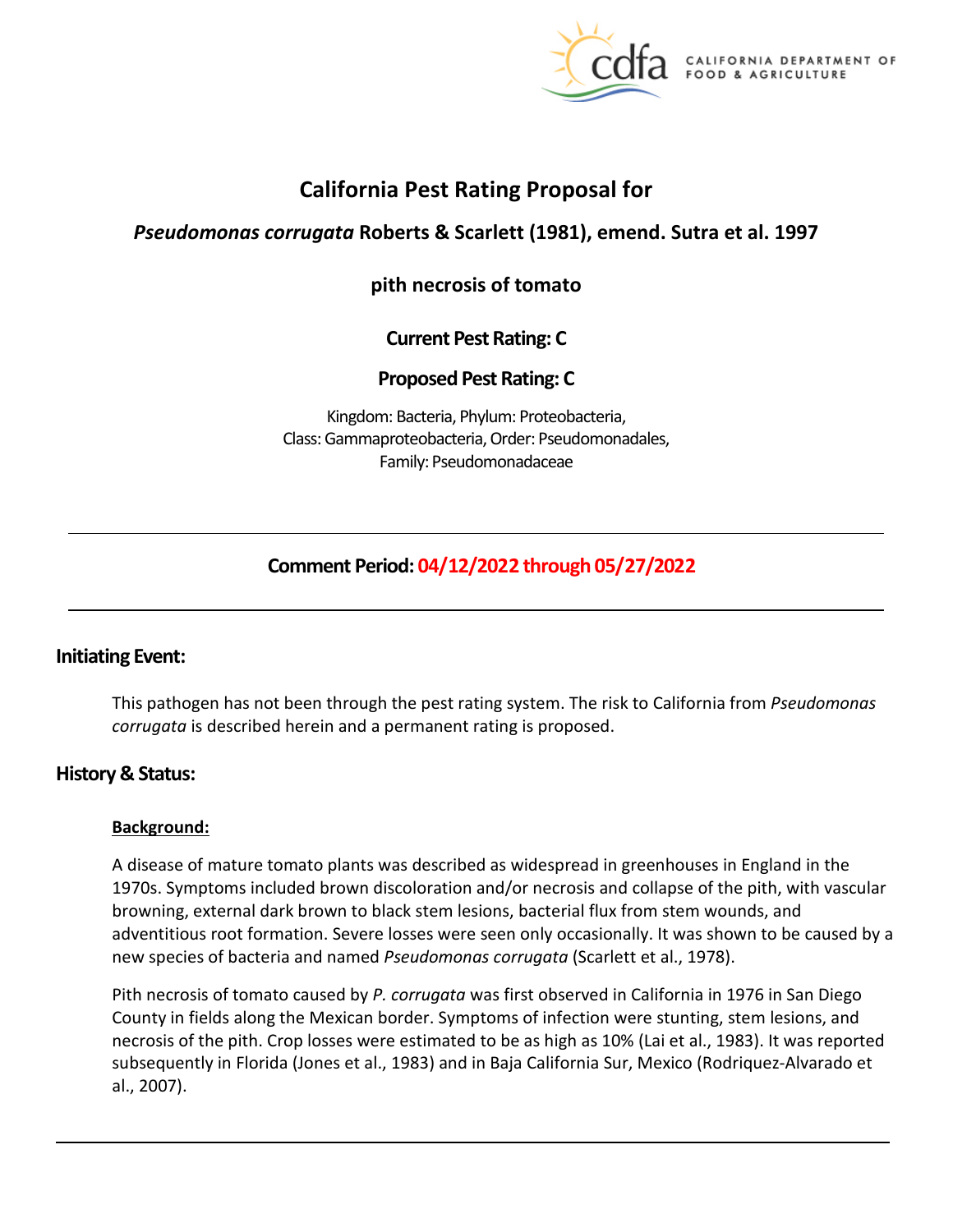# California Pest Rating Proposal for

## *Pseudomonas corrugata* Roberts & Scarlett (1981), emend. Sutra et al. 1997

### pith necrosis of tomato

**Current Pest Rating: C**

**Proposed Pest Rating: C**

Kingdom: Bacteria, Phylum: Proteobacteria,
Class: Gammaproteobacteria, Order: Pseudomonadales,
Family: Pseudomonadaceae

---

**Comment Period: 04/12/2022 through 05/27/2022**

---

## Initiating Event:

This pathogen has not been through the pest rating system. The risk to California from *Pseudomonas corrugata* is described herein and a permanent rating is proposed.

## History & Status:

### Background:

A disease of mature tomato plants was described as widespread in greenhouses in England in the 1970s. Symptoms included brown discoloration and/or necrosis and collapse of the pith, with vascular browning, external dark brown to black stem lesions, bacterial flux from stem wounds, and adventitious root formation. Severe losses were seen only occasionally. It was shown to be caused by a new species of bacteria and named *Pseudomonas corrugata* (Scarlett et al., 1978).

Pith necrosis of tomato caused by *P. corrugata* was first observed in California in 1976 in San Diego County in fields along the Mexican border. Symptoms of infection were stunting, stem lesions, and necrosis of the pith. Crop losses were estimated to be as high as 10% (Lai et al., 1983). It was reported subsequently in Florida (Jones et al., 1983) and in Baja California Sur, Mexico (Rodriquez-Alvarado et al., 2007).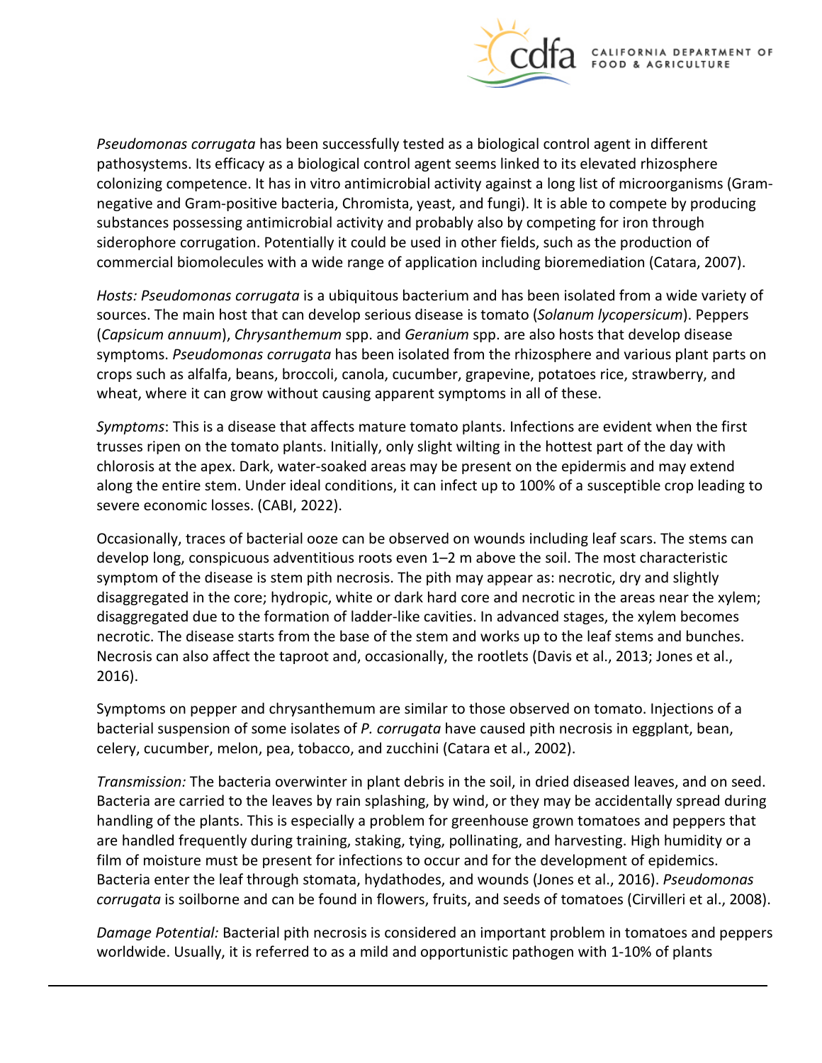*Pseudomonas corrugata* has been successfully tested as a biological control agent in different pathosystems. Its efficacy as a biological control agent seems linked to its elevated rhizosphere colonizing competence. It has in vitro antimicrobial activity against a long list of microorganisms (Gram-negative and Gram-positive bacteria, Chromista, yeast, and fungi). It is able to compete by producing substances possessing antimicrobial activity and probably also by competing for iron through siderophore corrugation. Potentially it could be used in other fields, such as the production of commercial biomolecules with a wide range of application including bioremediation (Catara, 2007).

*Hosts: Pseudomonas corrugata* is a ubiquitous bacterium and has been isolated from a wide variety of sources. The main host that can develop serious disease is tomato (*Solanum lycopersicum*). Peppers (*Capsicum annuum*), *Chrysanthemum* spp. and *Geranium* spp. are also hosts that develop disease symptoms. *Pseudomonas corrugata* has been isolated from the rhizosphere and various plant parts on crops such as alfalfa, beans, broccoli, canola, cucumber, grapevine, potatoes rice, strawberry, and wheat, where it can grow without causing apparent symptoms in all of these.

*Symptoms*: This is a disease that affects mature tomato plants. Infections are evident when the first trusses ripen on the tomato plants. Initially, only slight wilting in the hottest part of the day with chlorosis at the apex. Dark, water-soaked areas may be present on the epidermis and may extend along the entire stem. Under ideal conditions, it can infect up to 100% of a susceptible crop leading to severe economic losses. (CABI, 2022).

Occasionally, traces of bacterial ooze can be observed on wounds including leaf scars. The stems can develop long, conspicuous adventitious roots even 1–2 m above the soil. The most characteristic symptom of the disease is stem pith necrosis. The pith may appear as: necrotic, dry and slightly disaggregated in the core; hydropic, white or dark hard core and necrotic in the areas near the xylem; disaggregated due to the formation of ladder-like cavities. In advanced stages, the xylem becomes necrotic. The disease starts from the base of the stem and works up to the leaf stems and bunches. Necrosis can also affect the taproot and, occasionally, the rootlets (Davis et al., 2013; Jones et al., 2016).

Symptoms on pepper and chrysanthemum are similar to those observed on tomato. Injections of a bacterial suspension of some isolates of *P. corrugata* have caused pith necrosis in eggplant, bean, celery, cucumber, melon, pea, tobacco, and zucchini (Catara et al., 2002).

*Transmission:* The bacteria overwinter in plant debris in the soil, in dried diseased leaves, and on seed. Bacteria are carried to the leaves by rain splashing, by wind, or they may be accidentally spread during handling of the plants. This is especially a problem for greenhouse grown tomatoes and peppers that are handled frequently during training, staking, tying, pollinating, and harvesting. High humidity or a film of moisture must be present for infections to occur and for the development of epidemics. Bacteria enter the leaf through stomata, hydathodes, and wounds (Jones et al., 2016). *Pseudomonas corrugata* is soilborne and can be found in flowers, fruits, and seeds of tomatoes (Cirvilleri et al., 2008).

*Damage Potential:* Bacterial pith necrosis is considered an important problem in tomatoes and peppers worldwide. Usually, it is referred to as a mild and opportunistic pathogen with 1-10% of plants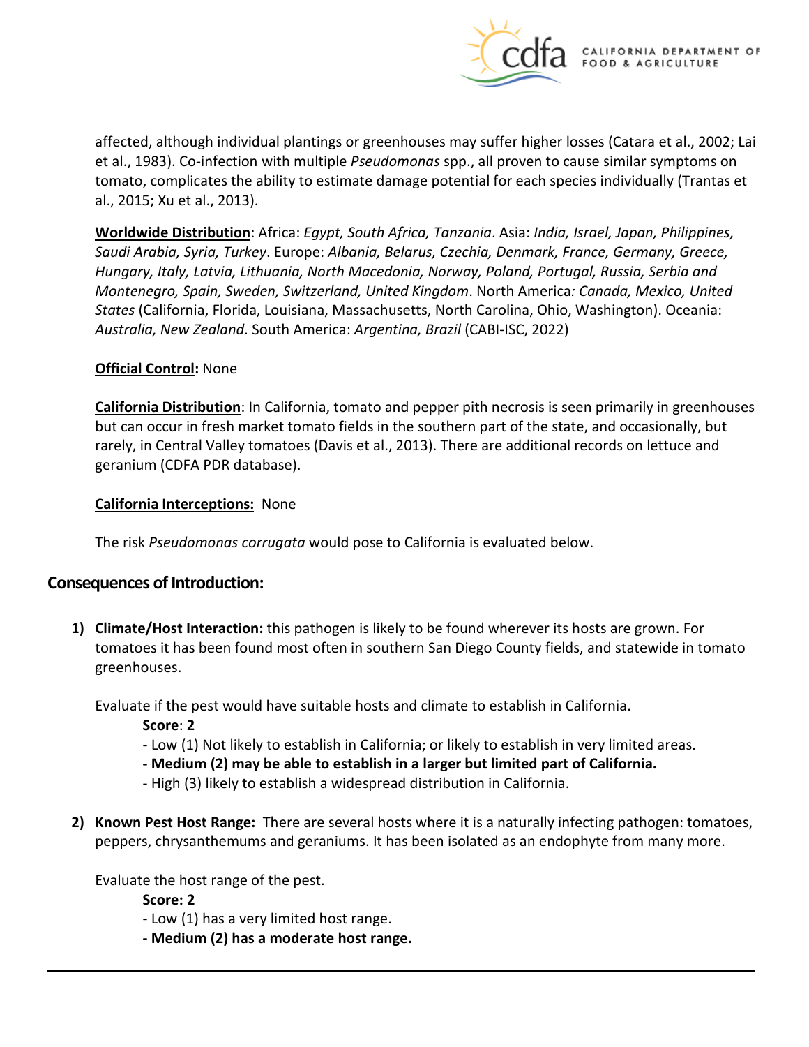affected, although individual plantings or greenhouses may suffer higher losses (Catara et al., 2002; Lai et al., 1983). Co-infection with multiple *Pseudomonas* spp., all proven to cause similar symptoms on tomato, complicates the ability to estimate damage potential for each species individually (Trantas et al., 2015; Xu et al., 2013).

**Worldwide Distribution**: Africa: *Egypt, South Africa, Tanzania*. Asia: *India, Israel, Japan, Philippines, Saudi Arabia, Syria, Turkey*. Europe: *Albania, Belarus, Czechia, Denmark, France, Germany, Greece, Hungary, Italy, Latvia, Lithuania, North Macedonia, Norway, Poland, Portugal, Russia, Serbia and Montenegro, Spain, Sweden, Switzerland, United Kingdom*. North America*: Canada, Mexico, United States* (California, Florida, Louisiana, Massachusetts, North Carolina, Ohio, Washington). Oceania: *Australia, New Zealand*. South America: *Argentina, Brazil* (CABI-ISC, 2022)

**Official Control:** None

**California Distribution**: In California, tomato and pepper pith necrosis is seen primarily in greenhouses but can occur in fresh market tomato fields in the southern part of the state, and occasionally, but rarely, in Central Valley tomatoes (Davis et al., 2013). There are additional records on lettuce and geranium (CDFA PDR database).

**California Interceptions:** None

The risk *Pseudomonas corrugata* would pose to California is evaluated below.

## Consequences of Introduction:

1) **Climate/Host Interaction:** this pathogen is likely to be found wherever its hosts are grown. For tomatoes it has been found most often in southern San Diego County fields, and statewide in tomato greenhouses.

   Evaluate if the pest would have suitable hosts and climate to establish in California.

   **Score**: **2**

   - Low (1) Not likely to establish in California; or likely to establish in very limited areas.
   - **Medium (2) may be able to establish in a larger but limited part of California.**
   - High (3) likely to establish a widespread distribution in California.

2) **Known Pest Host Range:** There are several hosts where it is a naturally infecting pathogen: tomatoes, peppers, chrysanthemums and geraniums. It has been isolated as an endophyte from many more.

   Evaluate the host range of the pest.

   **Score: 2**

   - Low (1) has a very limited host range.
   - **Medium (2) has a moderate host range.**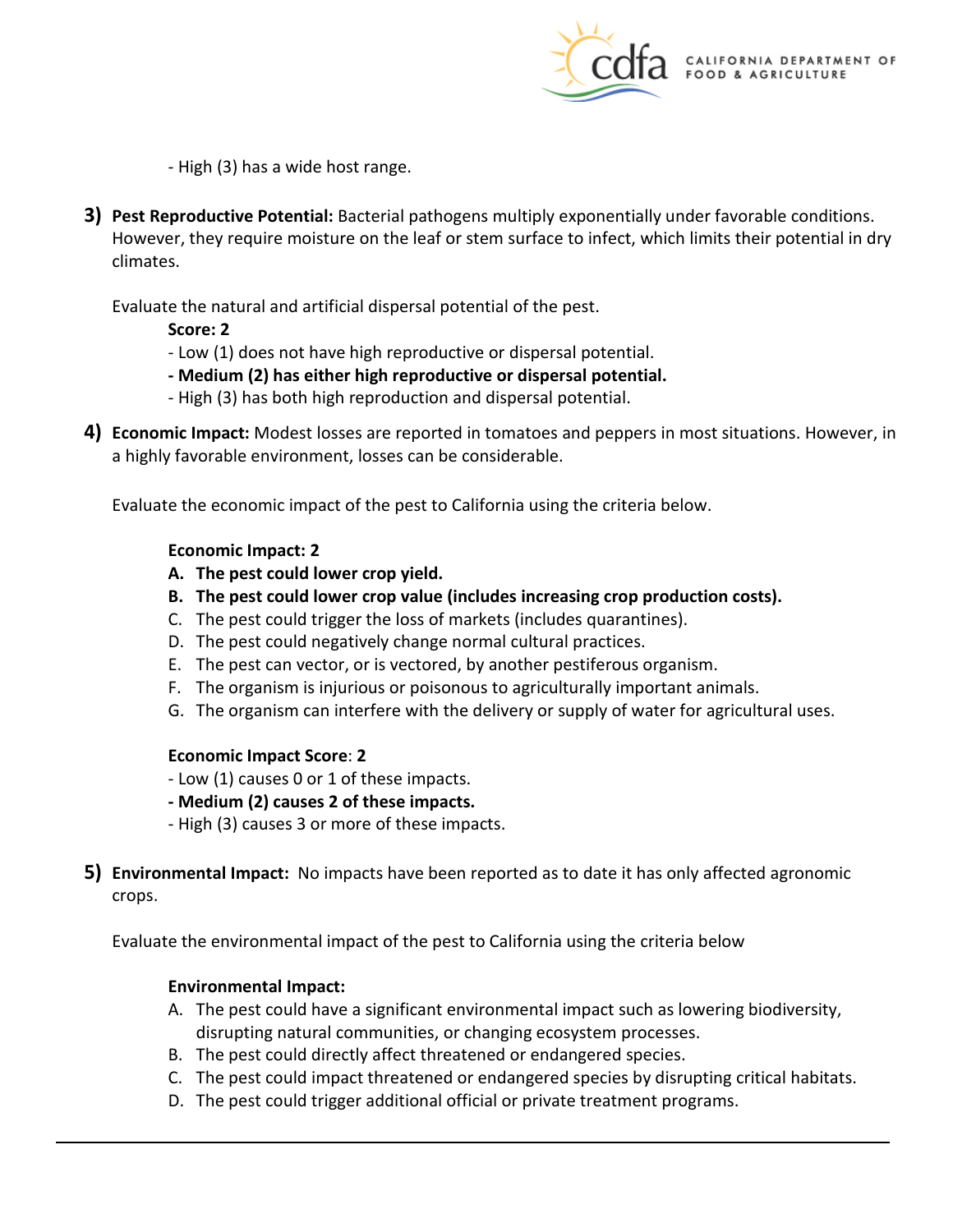- High (3) has a wide host range.

3) **Pest Reproductive Potential:** Bacterial pathogens multiply exponentially under favorable conditions. However, they require moisture on the leaf or stem surface to infect, which limits their potential in dry climates.

   Evaluate the natural and artificial dispersal potential of the pest.

   **Score: 2**

   - Low (1) does not have high reproductive or dispersal potential.
   - **Medium (2) has either high reproductive or dispersal potential.**
   - High (3) has both high reproduction and dispersal potential.

4) **Economic Impact:** Modest losses are reported in tomatoes and peppers in most situations. However, in a highly favorable environment, losses can be considerable.

   Evaluate the economic impact of the pest to California using the criteria below.

   **Economic Impact: 2**

   A. **The pest could lower crop yield.**
   B. **The pest could lower crop value (includes increasing crop production costs).**
   C. The pest could trigger the loss of markets (includes quarantines).
   D. The pest could negatively change normal cultural practices.
   E. The pest can vector, or is vectored, by another pestiferous organism.
   F. The organism is injurious or poisonous to agriculturally important animals.
   G. The organism can interfere with the delivery or supply of water for agricultural uses.

   **Economic Impact Score**: **2**

   - Low (1) causes 0 or 1 of these impacts.
   - **Medium (2) causes 2 of these impacts.**
   - High (3) causes 3 or more of these impacts.

5) **Environmental Impact:** No impacts have been reported as to date it has only affected agronomic crops.

   Evaluate the environmental impact of the pest to California using the criteria below

   **Environmental Impact:**

   A. The pest could have a significant environmental impact such as lowering biodiversity, disrupting natural communities, or changing ecosystem processes.
   B. The pest could directly affect threatened or endangered species.
   C. The pest could impact threatened or endangered species by disrupting critical habitats.
   D. The pest could trigger additional official or private treatment programs.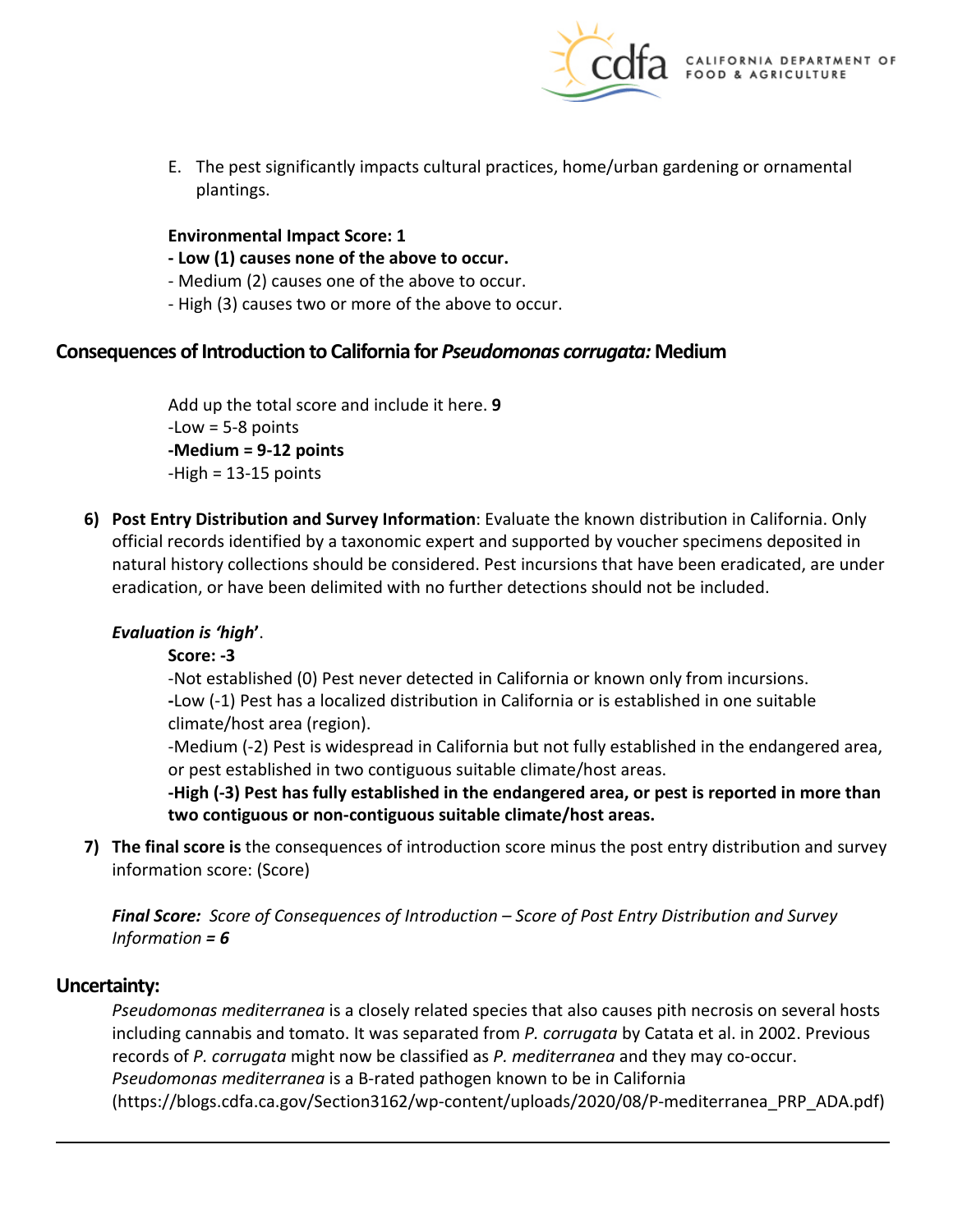E. The pest significantly impacts cultural practices, home/urban gardening or ornamental plantings.

**Environmental Impact Score: 1**

**- Low (1) causes none of the above to occur.**
- Medium (2) causes one of the above to occur.
- High (3) causes two or more of the above to occur.

## Consequences of Introduction to California for *Pseudomonas corrugata:* Medium

Add up the total score and include it here. **9**
-Low = 5-8 points
**-Medium = 9-12 points**
-High = 13-15 points

**6) Post Entry Distribution and Survey Information**: Evaluate the known distribution in California. Only official records identified by a taxonomic expert and supported by voucher specimens deposited in natural history collections should be considered. Pest incursions that have been eradicated, are under eradication, or have been delimited with no further detections should not be included.

***Evaluation is 'high'***.

**Score: -3**

-Not established (0) Pest never detected in California or known only from incursions.
-Low (-1) Pest has a localized distribution in California or is established in one suitable climate/host area (region).
-Medium (-2) Pest is widespread in California but not fully established in the endangered area, or pest established in two contiguous suitable climate/host areas.
**-High (-3) Pest has fully established in the endangered area, or pest is reported in more than two contiguous or non-contiguous suitable climate/host areas.**

**7) The final score is** the consequences of introduction score minus the post entry distribution and survey information score: (Score)

***Final Score:*** *Score of Consequences of Introduction – Score of Post Entry Distribution and Survey Information* ***= 6***

## Uncertainty:

*Pseudomonas mediterranea* is a closely related species that also causes pith necrosis on several hosts including cannabis and tomato. It was separated from *P. corrugata* by Catata et al. in 2002. Previous records of *P. corrugata* might now be classified as *P. mediterranea* and they may co-occur. *Pseudomonas mediterranea* is a B-rated pathogen known to be in California (https://blogs.cdfa.ca.gov/Section3162/wp-content/uploads/2020/08/P-mediterranea_PRP_ADA.pdf)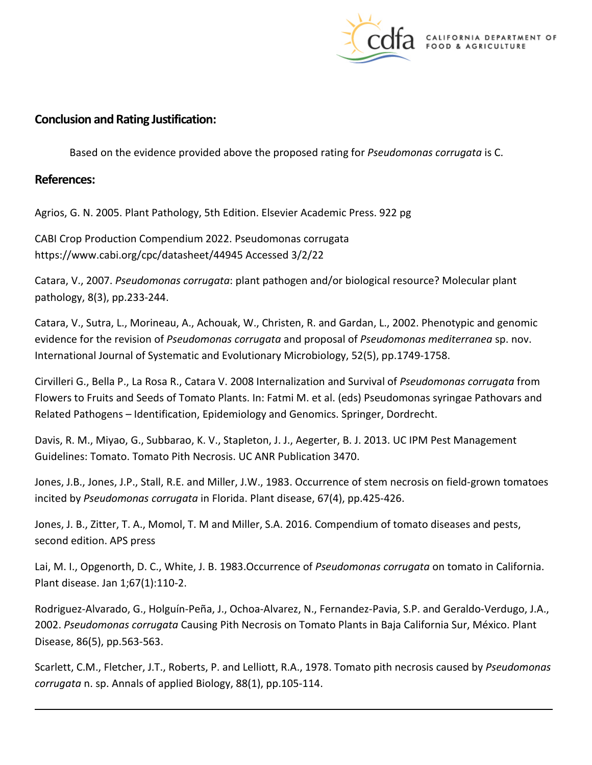## Conclusion and Rating Justification:

Based on the evidence provided above the proposed rating for *Pseudomonas corrugata* is C.

## References:

Agrios, G. N. 2005. Plant Pathology, 5th Edition. Elsevier Academic Press. 922 pg

CABI Crop Production Compendium 2022. Pseudomonas corrugata https://www.cabi.org/cpc/datasheet/44945 Accessed 3/2/22

Catara, V., 2007. *Pseudomonas corrugata*: plant pathogen and/or biological resource? Molecular plant pathology, 8(3), pp.233-244.

Catara, V., Sutra, L., Morineau, A., Achouak, W., Christen, R. and Gardan, L., 2002. Phenotypic and genomic evidence for the revision of *Pseudomonas corrugata* and proposal of *Pseudomonas mediterranea* sp. nov. International Journal of Systematic and Evolutionary Microbiology, 52(5), pp.1749-1758.

Cirvilleri G., Bella P., La Rosa R., Catara V. 2008 Internalization and Survival of *Pseudomonas corrugata* from Flowers to Fruits and Seeds of Tomato Plants. In: Fatmi M. et al. (eds) Pseudomonas syringae Pathovars and Related Pathogens – Identification, Epidemiology and Genomics. Springer, Dordrecht.

Davis, R. M., Miyao, G., Subbarao, K. V., Stapleton, J. J., Aegerter, B. J. 2013. UC IPM Pest Management Guidelines: Tomato. Tomato Pith Necrosis. UC ANR Publication 3470.

Jones, J.B., Jones, J.P., Stall, R.E. and Miller, J.W., 1983. Occurrence of stem necrosis on field-grown tomatoes incited by *Pseudomonas corrugata* in Florida. Plant disease, 67(4), pp.425-426.

Jones, J. B., Zitter, T. A., Momol, T. M and Miller, S.A. 2016. Compendium of tomato diseases and pests, second edition. APS press

Lai, M. I., Opgenorth, D. C., White, J. B. 1983.Occurrence of *Pseudomonas corrugata* on tomato in California. Plant disease. Jan 1;67(1):110-2.

Rodriguez-Alvarado, G., Holguín-Peña, J., Ochoa-Alvarez, N., Fernandez-Pavia, S.P. and Geraldo-Verdugo, J.A., 2002. *Pseudomonas corrugata* Causing Pith Necrosis on Tomato Plants in Baja California Sur, México. Plant Disease, 86(5), pp.563-563.

Scarlett, C.M., Fletcher, J.T., Roberts, P. and Lelliott, R.A., 1978. Tomato pith necrosis caused by *Pseudomonas corrugata* n. sp. Annals of applied Biology, 88(1), pp.105-114.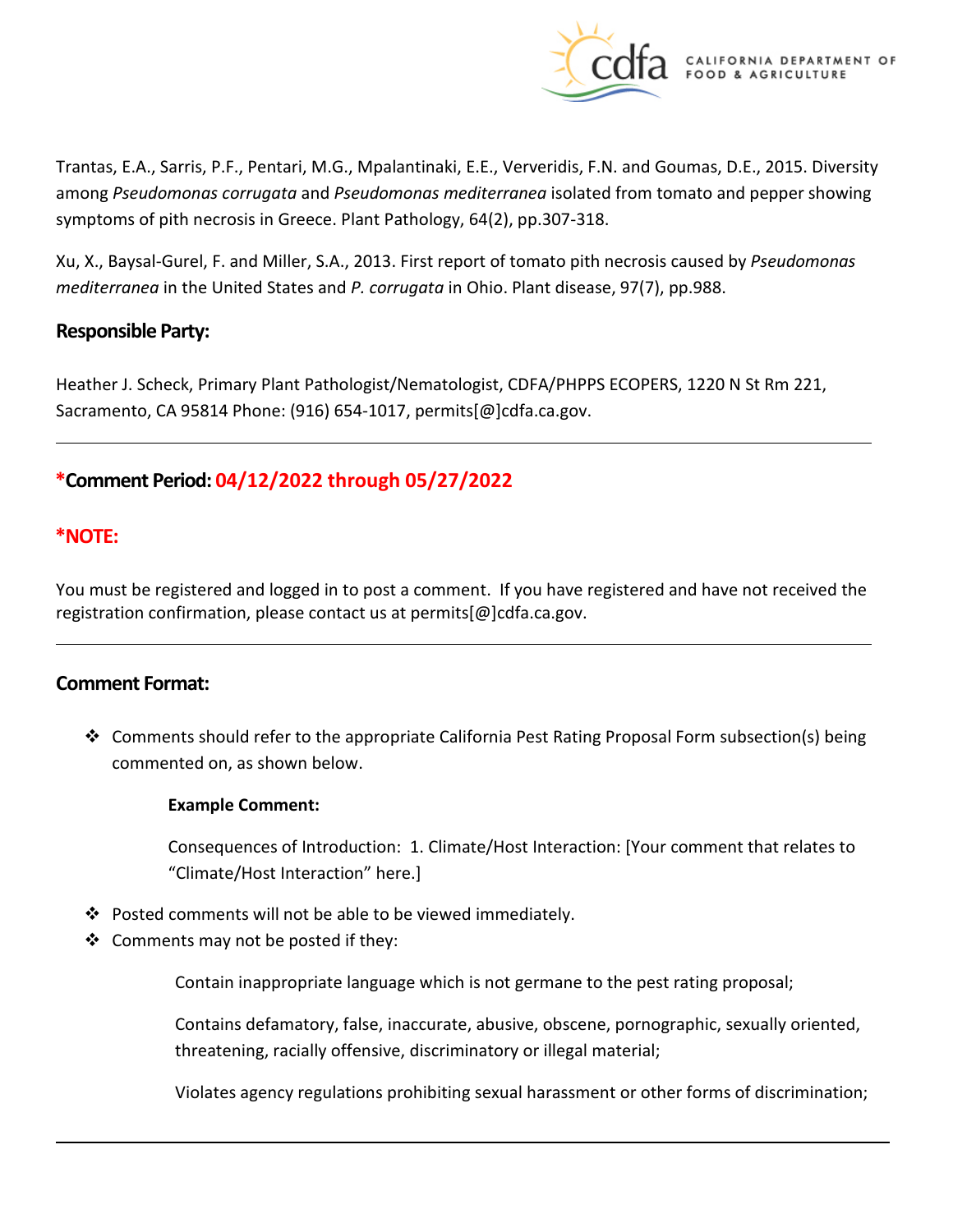Trantas, E.A., Sarris, P.F., Pentari, M.G., Mpalantinaki, E.E., Ververidis, F.N. and Goumas, D.E., 2015. Diversity among *Pseudomonas corrugata* and *Pseudomonas mediterranea* isolated from tomato and pepper showing symptoms of pith necrosis in Greece. Plant Pathology, 64(2), pp.307-318.

Xu, X., Baysal-Gurel, F. and Miller, S.A., 2013. First report of tomato pith necrosis caused by *Pseudomonas mediterranea* in the United States and *P. corrugata* in Ohio. Plant disease, 97(7), pp.988.

## Responsible Party:

Heather J. Scheck, Primary Plant Pathologist/Nematologist, CDFA/PHPPS ECOPERS, 1220 N St Rm 221, Sacramento, CA 95814 Phone: (916) 654-1017, permits[@]cdfa.ca.gov.

---

## *Comment Period: 04/12/2022 through 05/27/2022

## *NOTE:

You must be registered and logged in to post a comment. If you have registered and have not received the registration confirmation, please contact us at permits[@]cdfa.ca.gov.

---

## Comment Format:

- Comments should refer to the appropriate California Pest Rating Proposal Form subsection(s) being commented on, as shown below.

  **Example Comment:**

  Consequences of Introduction: 1. Climate/Host Interaction: [Your comment that relates to "Climate/Host Interaction" here.]

- Posted comments will not be able to be viewed immediately.
- Comments may not be posted if they:

  Contain inappropriate language which is not germane to the pest rating proposal;

  Contains defamatory, false, inaccurate, abusive, obscene, pornographic, sexually oriented, threatening, racially offensive, discriminatory or illegal material;

  Violates agency regulations prohibiting sexual harassment or other forms of discrimination;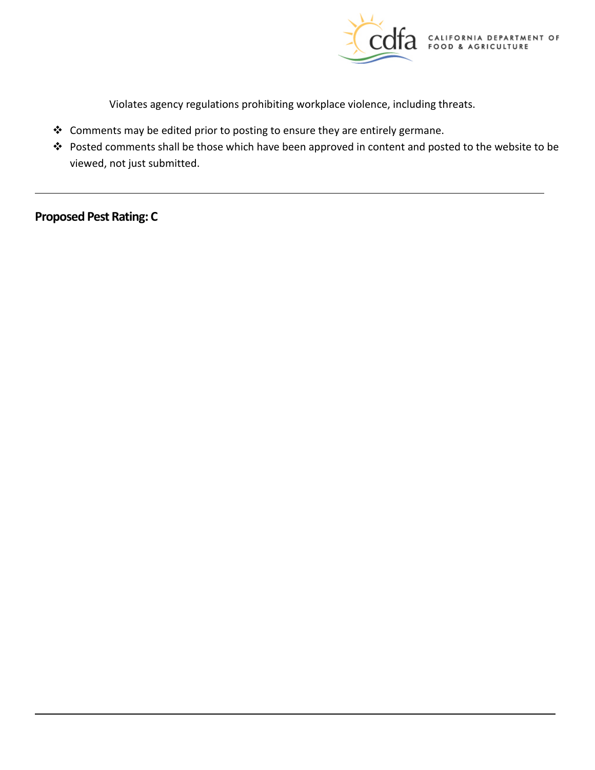Violates agency regulations prohibiting workplace violence, including threats.

- Comments may be edited prior to posting to ensure they are entirely germane.
- Posted comments shall be those which have been approved in content and posted to the website to be viewed, not just submitted.

---

**Proposed Pest Rating: C**